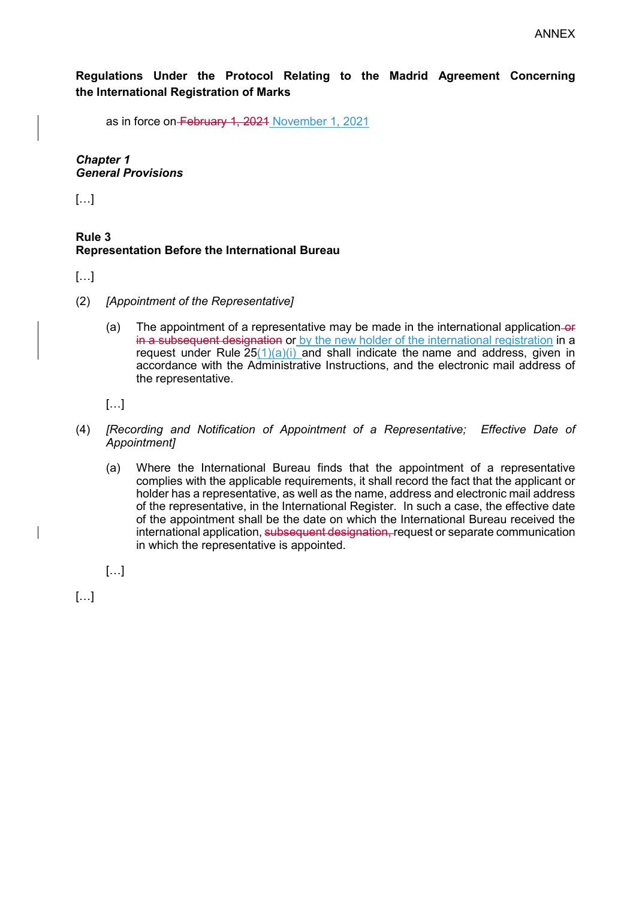ANNEX

**Regulations Under the Protocol Relating to the Madrid Agreement Concerning the International Registration of Marks**

as in force on ~~February 1, 2021~~ <u>November 1, 2021</u>

***Chapter 1***
***General Provisions***

[…]

**Rule 3**
**Representation Before the International Bureau**

[…]

(2) *[Appointment of the Representative]*

(a) The appointment of a representative may be made in the international application ~~or in a subsequent designation~~ or <u>by the new holder of the international registration</u> in a request under Rule 25<u>(1)(a)(i)</u> and shall indicate the name and address, given in accordance with the Administrative Instructions, and the electronic mail address of the representative.

[…]

(4) *[Recording and Notification of Appointment of a Representative; Effective Date of Appointment]*

(a) Where the International Bureau finds that the appointment of a representative complies with the applicable requirements, it shall record the fact that the applicant or holder has a representative, as well as the name, address and electronic mail address of the representative, in the International Register. In such a case, the effective date of the appointment shall be the date on which the International Bureau received the international application, ~~subsequent designation,~~ request or separate communication in which the representative is appointed.

[…]

[…]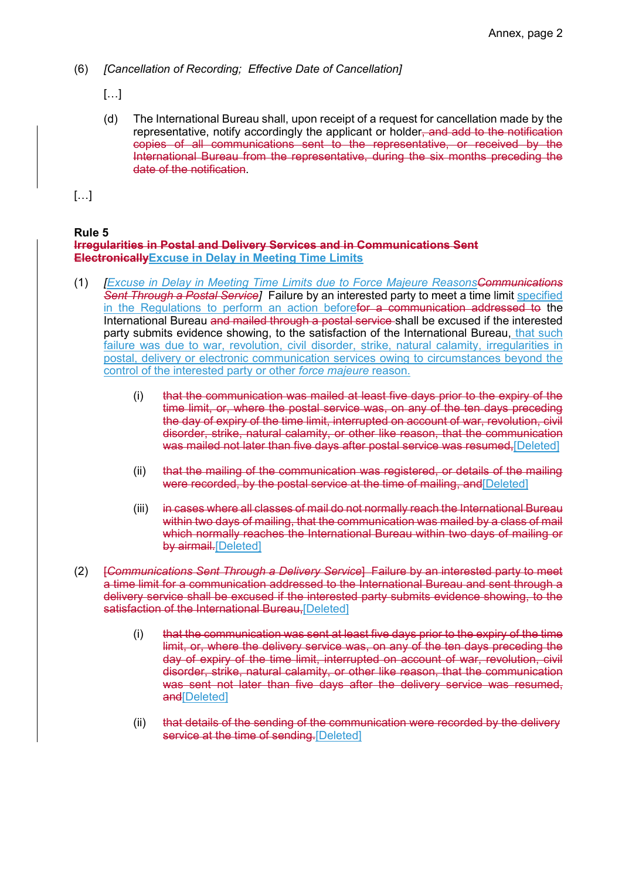(6) *[Cancellation of Recording; Effective Date of Cancellation]*

[…]

(d) The International Bureau shall, upon receipt of a request for cancellation made by the representative, notify accordingly the applicant or holder~~, and add to the notification copies of all communications sent to the representative, or received by the International Bureau from the representative, during the six months preceding the date of the notification~~.

[…]

**Rule 5**
**~~Irregularities in Postal and Delivery Services and in Communications Sent Electronically~~<u>Excuse in Delay in Meeting Time Limits</u>**

(1) *[<u>Excuse in Delay in Meeting Time Limits due to Force Majeure Reasons</u>~~Communications Sent Through a Postal Service~~]* Failure by an interested party to meet a time limit <u>specified in the Regulations to perform an action before</u>~~for a communication addressed to~~ the International Bureau ~~and mailed through a postal service~~ shall be excused if the interested party submits evidence showing, to the satisfaction of the International Bureau, <u>that such failure was due to war, revolution, civil disorder, strike, natural calamity, irregularities in postal, delivery or electronic communication services owing to circumstances beyond the control of the interested party or other *force majeure* reason.</u>

(i) ~~that the communication was mailed at least five days prior to the expiry of the time limit, or, where the postal service was, on any of the ten days preceding the day of expiry of the time limit, interrupted on account of war, revolution, civil disorder, strike, natural calamity, or other like reason, that the communication was mailed not later than five days after postal service was resumed,~~<u>[Deleted]</u>

(ii) ~~that the mailing of the communication was registered, or details of the mailing were recorded, by the postal service at the time of mailing, and~~<u>[Deleted]</u>

(iii) ~~in cases where all classes of mail do not normally reach the International Bureau within two days of mailing, that the communication was mailed by a class of mail which normally reaches the International Bureau within two days of mailing or by airmail.~~<u>[Deleted]</u>

(2) ~~[*Communications Sent Through a Delivery Service*] Failure by an interested party to meet a time limit for a communication addressed to the International Bureau and sent through a delivery service shall be excused if the interested party submits evidence showing, to the satisfaction of the International Bureau,~~<u>[Deleted]</u>

(i) ~~that the communication was sent at least five days prior to the expiry of the time limit, or, where the delivery service was, on any of the ten days preceding the day of expiry of the time limit, interrupted on account of war, revolution, civil disorder, strike, natural calamity, or other like reason, that the communication was sent not later than five days after the delivery service was resumed, and~~<u>[Deleted]</u>

(ii) ~~that details of the sending of the communication were recorded by the delivery service at the time of sending.~~<u>[Deleted]</u>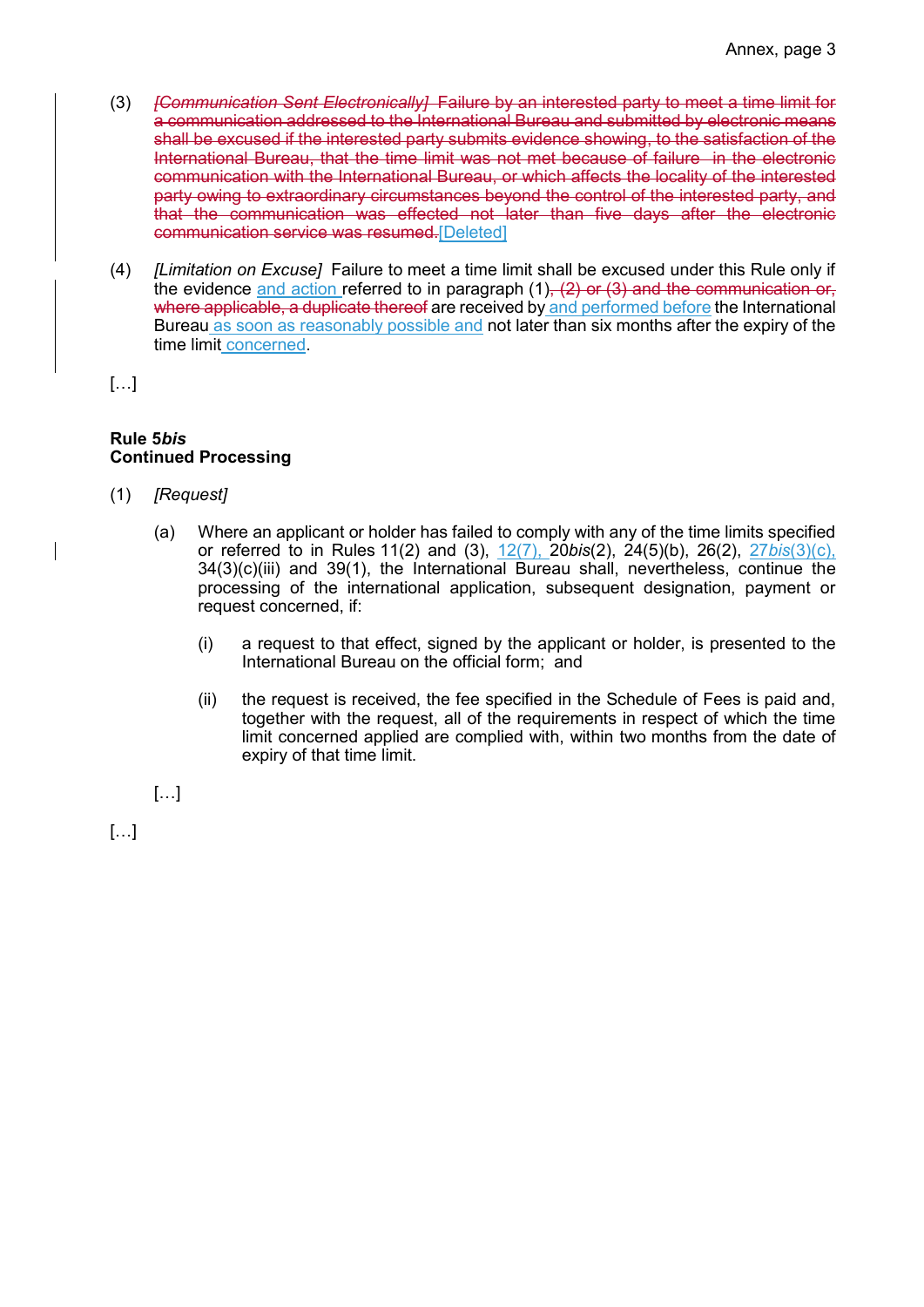(3) ~~*[Communication Sent Electronically]* Failure by an interested party to meet a time limit for a communication addressed to the International Bureau and submitted by electronic means shall be excused if the interested party submits evidence showing, to the satisfaction of the International Bureau, that the time limit was not met because of failure in the electronic communication with the International Bureau, or which affects the locality of the interested party owing to extraordinary circumstances beyond the control of the interested party, and that the communication was effected not later than five days after the electronic communication service was resumed.~~[Deleted]

(4) *[Limitation on Excuse]* Failure to meet a time limit shall be excused under this Rule only if the evidence and action referred to in paragraph (1)~~, (2) or (3) and the communication or, where applicable, a duplicate thereof~~ are received by and performed before the International Bureau as soon as reasonably possible and not later than six months after the expiry of the time limit concerned.

[…]

**Rule 5*bis***
**Continued Processing**

(1) *[Request]*

(a) Where an applicant or holder has failed to comply with any of the time limits specified or referred to in Rules 11(2) and (3), 12(7), 20*bis*(2), 24(5)(b), 26(2), 27*bis*(3)(c), 34(3)(c)(iii) and 39(1), the International Bureau shall, nevertheless, continue the processing of the international application, subsequent designation, payment or request concerned, if:

(i) a request to that effect, signed by the applicant or holder, is presented to the International Bureau on the official form; and

(ii) the request is received, the fee specified in the Schedule of Fees is paid and, together with the request, all of the requirements in respect of which the time limit concerned applied are complied with, within two months from the date of expiry of that time limit.

[…]

[…]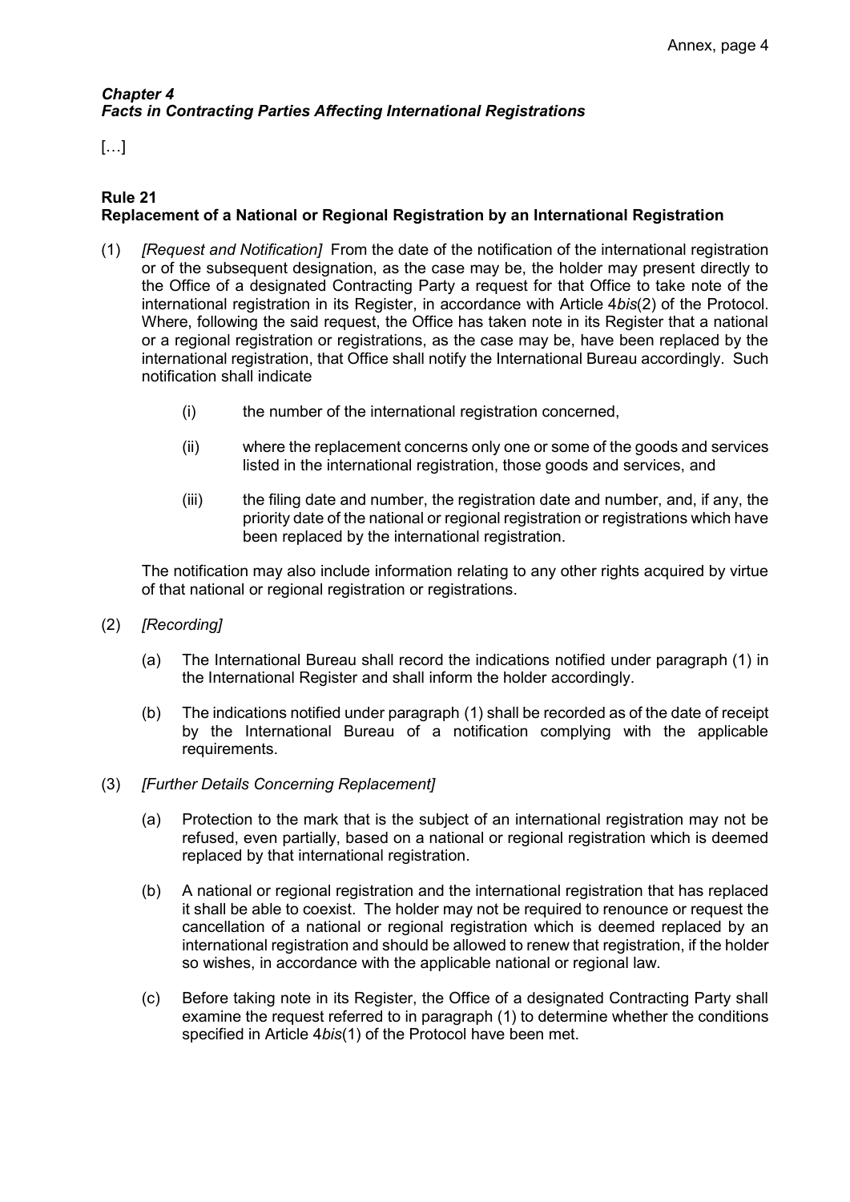### *Chapter 4*
### *Facts in Contracting Parties Affecting International Registrations*

[…]

#### Rule 21
#### Replacement of a National or Regional Registration by an International Registration

(1) *[Request and Notification]* From the date of the notification of the international registration or of the subsequent designation, as the case may be, the holder may present directly to the Office of a designated Contracting Party a request for that Office to take note of the international registration in its Register, in accordance with Article 4*bis*(2) of the Protocol. Where, following the said request, the Office has taken note in its Register that a national or a regional registration or registrations, as the case may be, have been replaced by the international registration, that Office shall notify the International Bureau accordingly. Such notification shall indicate

   (i) the number of the international registration concerned,

   (ii) where the replacement concerns only one or some of the goods and services listed in the international registration, those goods and services, and

   (iii) the filing date and number, the registration date and number, and, if any, the priority date of the national or regional registration or registrations which have been replaced by the international registration.

   The notification may also include information relating to any other rights acquired by virtue of that national or regional registration or registrations.

(2) *[Recording]*

   (a) The International Bureau shall record the indications notified under paragraph (1) in the International Register and shall inform the holder accordingly.

   (b) The indications notified under paragraph (1) shall be recorded as of the date of receipt by the International Bureau of a notification complying with the applicable requirements.

(3) *[Further Details Concerning Replacement]*

   (a) Protection to the mark that is the subject of an international registration may not be refused, even partially, based on a national or regional registration which is deemed replaced by that international registration.

   (b) A national or regional registration and the international registration that has replaced it shall be able to coexist. The holder may not be required to renounce or request the cancellation of a national or regional registration which is deemed replaced by an international registration and should be allowed to renew that registration, if the holder so wishes, in accordance with the applicable national or regional law.

   (c) Before taking note in its Register, the Office of a designated Contracting Party shall examine the request referred to in paragraph (1) to determine whether the conditions specified in Article 4*bis*(1) of the Protocol have been met.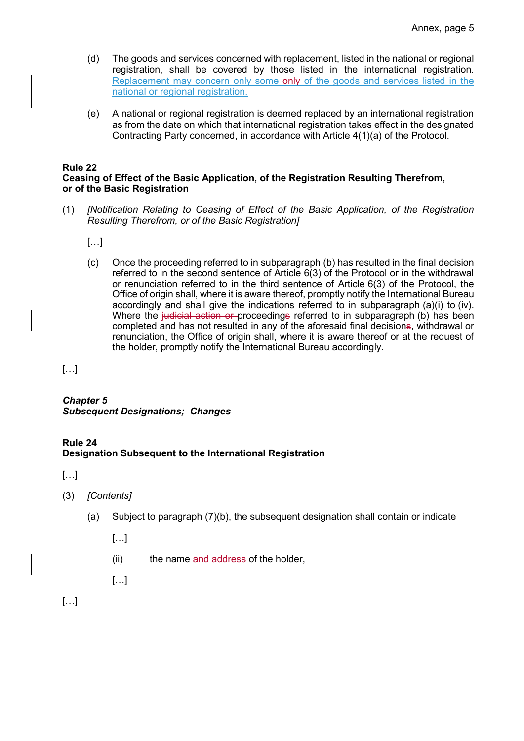(d) The goods and services concerned with replacement, listed in the national or regional registration, shall be covered by those listed in the international registration. Replacement may concern only some ~~only~~ of the goods and services listed in the national or regional registration.

(e) A national or regional registration is deemed replaced by an international registration as from the date on which that international registration takes effect in the designated Contracting Party concerned, in accordance with Article 4(1)(a) of the Protocol.

**Rule 22**
**Ceasing of Effect of the Basic Application, of the Registration Resulting Therefrom, or of the Basic Registration**

(1) *[Notification Relating to Ceasing of Effect of the Basic Application, of the Registration Resulting Therefrom, or of the Basic Registration]*

[…]

(c) Once the proceeding referred to in subparagraph (b) has resulted in the final decision referred to in the second sentence of Article 6(3) of the Protocol or in the withdrawal or renunciation referred to in the third sentence of Article 6(3) of the Protocol, the Office of origin shall, where it is aware thereof, promptly notify the International Bureau accordingly and shall give the indications referred to in subparagraph (a)(i) to (iv). Where the ~~judicial action or~~ proceeding~~s~~ referred to in subparagraph (b) has been completed and has not resulted in any of the aforesaid final decision~~s~~, withdrawal or renunciation, the Office of origin shall, where it is aware thereof or at the request of the holder, promptly notify the International Bureau accordingly.

[…]

***Chapter 5***
***Subsequent Designations; Changes***

**Rule 24**
**Designation Subsequent to the International Registration**

[…]

(3) *[Contents]*

(a) Subject to paragraph (7)(b), the subsequent designation shall contain or indicate

[…]

(ii) the name ~~and address~~ of the holder,

[…]

[…]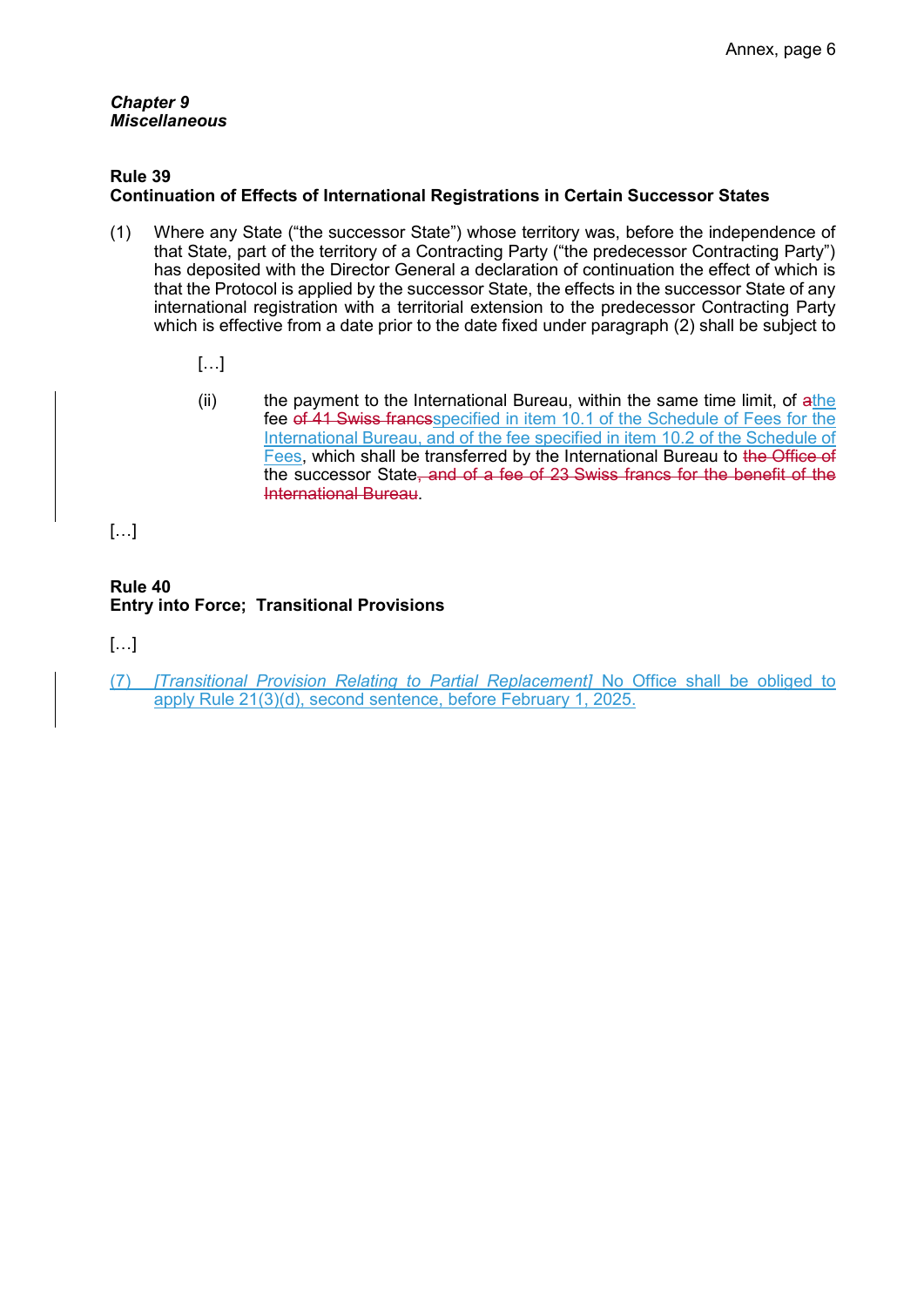*Chapter 9*
***Miscellaneous***

**Rule 39**
**Continuation of Effects of International Registrations in Certain Successor States**

(1) Where any State ("the successor State") whose territory was, before the independence of that State, part of the territory of a Contracting Party ("the predecessor Contracting Party") has deposited with the Director General a declaration of continuation the effect of which is that the Protocol is applied by the successor State, the effects in the successor State of any international registration with a territorial extension to the predecessor Contracting Party which is effective from a date prior to the date fixed under paragraph (2) shall be subject to

[…]

(ii) the payment to the International Bureau, within the same time limit, of ~~a~~the fee ~~of 41 Swiss francs~~specified in item 10.1 of the Schedule of Fees for the International Bureau, and of the fee specified in item 10.2 of the Schedule of Fees, which shall be transferred by the International Bureau to ~~the Office of~~ the successor State~~, and of a fee of 23 Swiss francs for the benefit of the International Bureau~~.

[…]

**Rule 40**
**Entry into Force; Transitional Provisions**

[…]

(7) *[Transitional Provision Relating to Partial Replacement]* No Office shall be obliged to apply Rule 21(3)(d), second sentence, before February 1, 2025.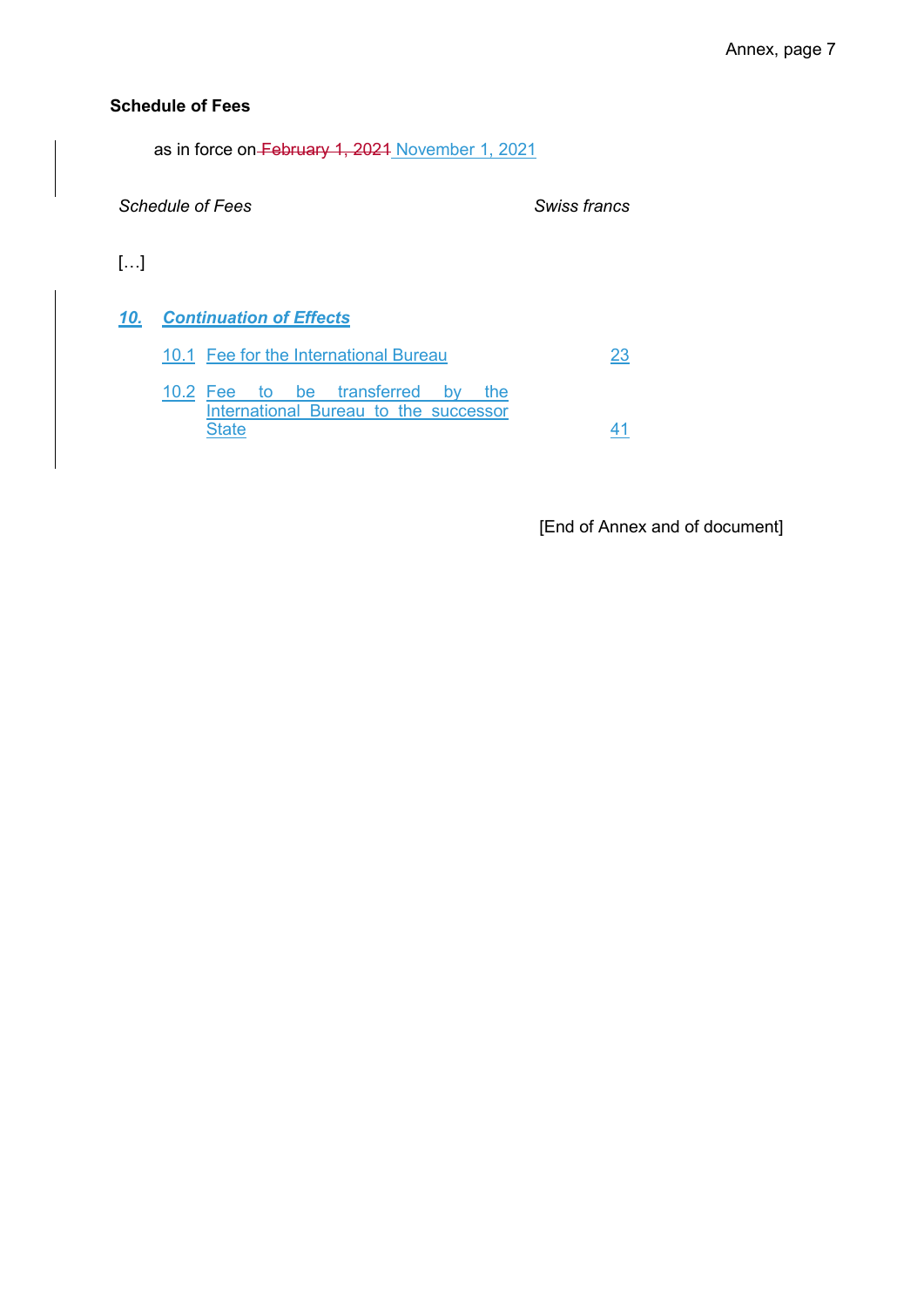**Schedule of Fees**

as in force on ~~February 1, 2021~~ November 1, 2021

| *Schedule of Fees* | *Swiss francs* |
|---|---|
| […] | |
| ***10. Continuation of Effects*** | |
| 10.1 Fee for the International Bureau | 23 |
| 10.2 Fee to be transferred by the International Bureau to the successor State | 41 |

[End of Annex and of document]